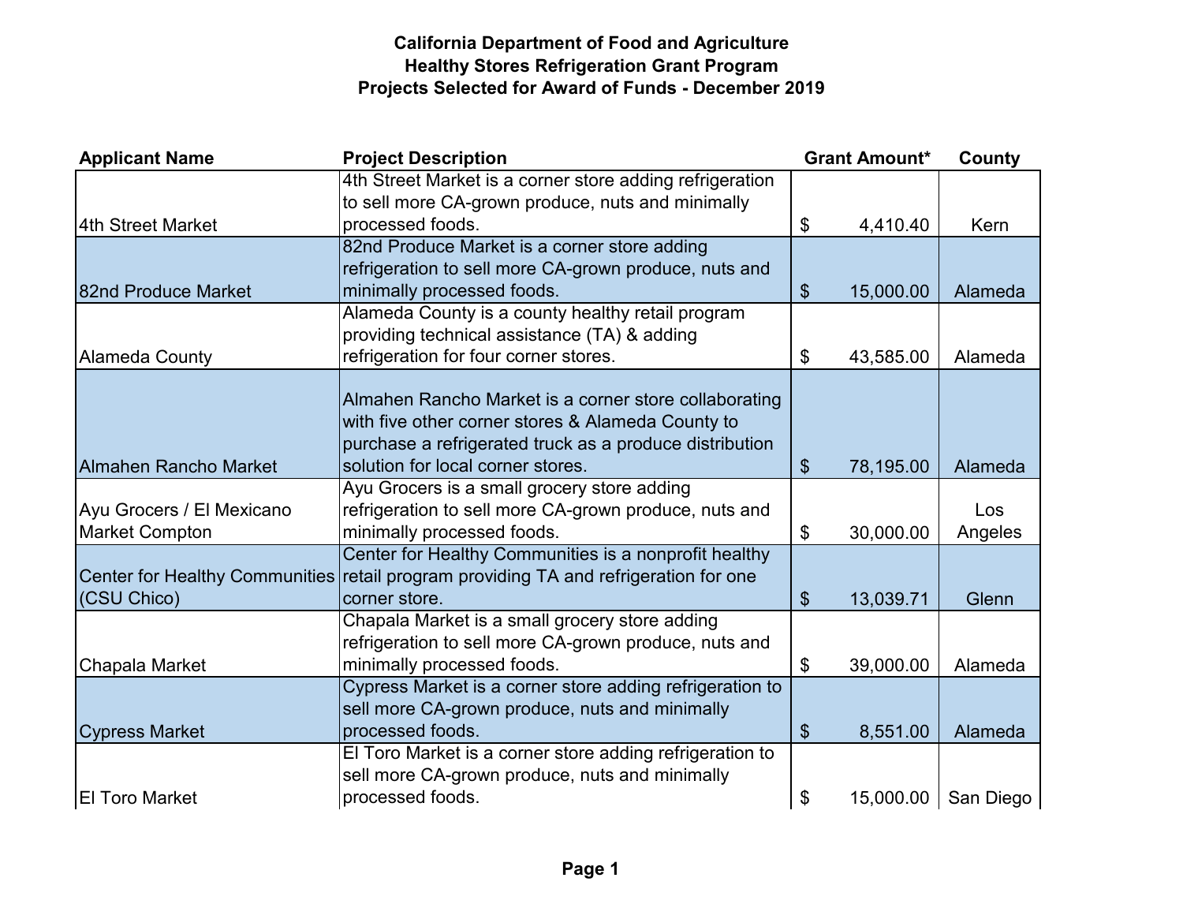**California Department of Food and Agriculture**
**Healthy Stores Refrigeration Grant Program**
**Projects Selected for Award of Funds - December 2019**

| Applicant Name | Project Description | Grant Amount* | County |
|---|---|---|---|
| 4th Street Market | 4th Street Market is a corner store adding refrigeration to sell more CA-grown produce, nuts and minimally processed foods. | $ 4,410.40 | Kern |
| 82nd Produce Market | 82nd Produce Market is a corner store adding refrigeration to sell more CA-grown produce, nuts and minimally processed foods. | $ 15,000.00 | Alameda |
| Alameda County | Alameda County is a county healthy retail program providing technical assistance (TA) & adding refrigeration for four corner stores. | $ 43,585.00 | Alameda |
| Almahen Rancho Market | Almahen Rancho Market is a corner store collaborating with five other corner stores & Alameda County to purchase a refrigerated truck as a produce distribution solution for local corner stores. | $ 78,195.00 | Alameda |
| Ayu Grocers / El Mexicano Market Compton | Ayu Grocers is a small grocery store adding refrigeration to sell more CA-grown produce, nuts and minimally processed foods. | $ 30,000.00 | Los Angeles |
| Center for Healthy Communities (CSU Chico) | Center for Healthy Communities is a nonprofit healthy retail program providing TA and refrigeration for one corner store. | $ 13,039.71 | Glenn |
| Chapala Market | Chapala Market is a small grocery store adding refrigeration to sell more CA-grown produce, nuts and minimally processed foods. | $ 39,000.00 | Alameda |
| Cypress Market | Cypress Market is a corner store adding refrigeration to sell more CA-grown produce, nuts and minimally processed foods. | $ 8,551.00 | Alameda |
| El Toro Market | El Toro Market is a corner store adding refrigeration to sell more CA-grown produce, nuts and minimally processed foods. | $ 15,000.00 | San Diego |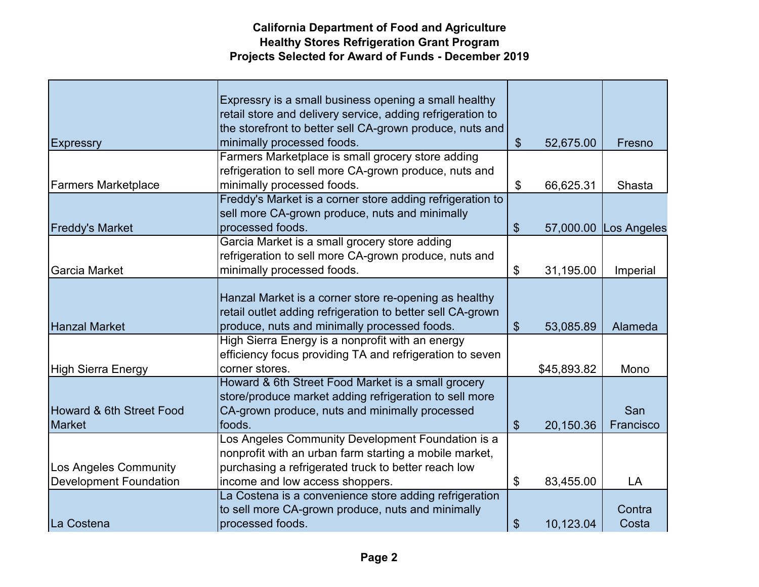**California Department of Food and Agriculture**
**Healthy Stores Refrigeration Grant Program**
**Projects Selected for Award of Funds - December 2019**

| | | | |
|---|---|---|---|
| Expressry | Expressry is a small business opening a small healthy retail store and delivery service, adding refrigeration to the storefront to better sell CA-grown produce, nuts and minimally processed foods. | $ 52,675.00 | Fresno |
| Farmers Marketplace | Farmers Marketplace is small grocery store adding refrigeration to sell more CA-grown produce, nuts and minimally processed foods. | $ 66,625.31 | Shasta |
| Freddy's Market | Freddy's Market is a corner store adding refrigeration to sell more CA-grown produce, nuts and minimally processed foods. | $ 57,000.00 | Los Angeles |
| Garcia Market | Garcia Market is a small grocery store adding refrigeration to sell more CA-grown produce, nuts and minimally processed foods. | $ 31,195.00 | Imperial |
| Hanzal Market | Hanzal Market is a corner store re-opening as healthy retail outlet adding refrigeration to better sell CA-grown produce, nuts and minimally processed foods. | $ 53,085.89 | Alameda |
| High Sierra Energy | High Sierra Energy is a nonprofit with an energy efficiency focus providing TA and refrigeration to seven corner stores. | $45,893.82 | Mono |
| Howard & 6th Street Food Market | Howard & 6th Street Food Market is a small grocery store/produce market adding refrigeration to sell more CA-grown produce, nuts and minimally processed foods. | $ 20,150.36 | San Francisco |
| Los Angeles Community Development Foundation | Los Angeles Community Development Foundation is a nonprofit with an urban farm starting a mobile market, purchasing a refrigerated truck to better reach low income and low access shoppers. | $ 83,455.00 | LA |
| La Costena | La Costena is a convenience store adding refrigeration to sell more CA-grown produce, nuts and minimally processed foods. | $ 10,123.04 | Contra Costa |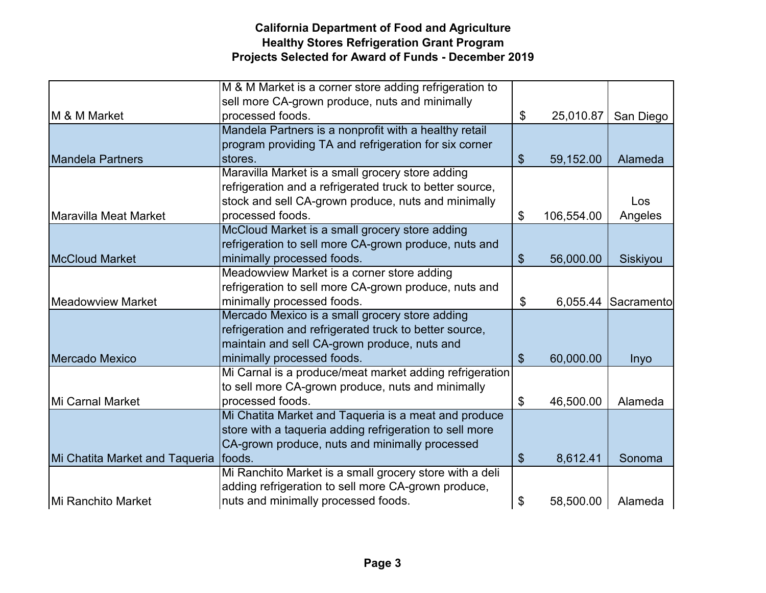**California Department of Food and Agriculture**
**Healthy Stores Refrigeration Grant Program**
**Projects Selected for Award of Funds - December 2019**

| | | | |
|---|---|---|---|
| M & M Market | M & M Market is a corner store adding refrigeration to sell more CA-grown produce, nuts and minimally processed foods. | $ 25,010.87 | San Diego |
| Mandela Partners | Mandela Partners is a nonprofit with a healthy retail program providing TA and refrigeration for six corner stores. | $ 59,152.00 | Alameda |
| Maravilla Meat Market | Maravilla Market is a small grocery store adding refrigeration and a refrigerated truck to better source, stock and sell CA-grown produce, nuts and minimally processed foods. | $ 106,554.00 | Los Angeles |
| McCloud Market | McCloud Market is a small grocery store adding refrigeration to sell more CA-grown produce, nuts and minimally processed foods. | $ 56,000.00 | Siskiyou |
| Meadowview Market | Meadowview Market is a corner store adding refrigeration to sell more CA-grown produce, nuts and minimally processed foods. | $ 6,055.44 | Sacramento |
| Mercado Mexico | Mercado Mexico is a small grocery store adding refrigeration and refrigerated truck to better source, maintain and sell CA-grown produce, nuts and minimally processed foods. | $ 60,000.00 | Inyo |
| Mi Carnal Market | Mi Carnal is a produce/meat market adding refrigeration to sell more CA-grown produce, nuts and minimally processed foods. | $ 46,500.00 | Alameda |
| Mi Chatita Market and Taqueria | Mi Chatita Market and Taqueria is a meat and produce store with a taqueria adding refrigeration to sell more CA-grown produce, nuts and minimally processed foods. | $ 8,612.41 | Sonoma |
| Mi Ranchito Market | Mi Ranchito Market is a small grocery store with a deli adding refrigeration to sell more CA-grown produce, nuts and minimally processed foods. | $ 58,500.00 | Alameda |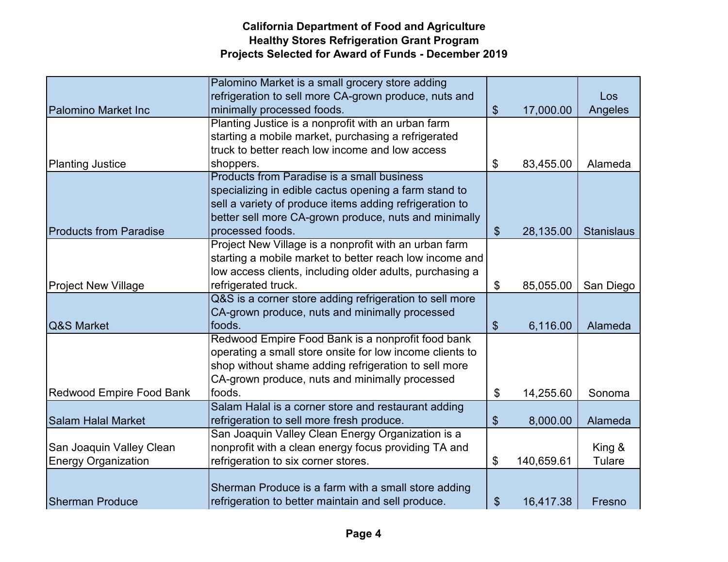**California Department of Food and Agriculture**
**Healthy Stores Refrigeration Grant Program**
**Projects Selected for Award of Funds - December 2019**

| | | | |
|---|---|---|---|
| Palomino Market Inc | Palomino Market is a small grocery store adding refrigeration to sell more CA-grown produce, nuts and minimally processed foods. | $ 17,000.00 | Los Angeles |
| Planting Justice | Planting Justice is a nonprofit with an urban farm starting a mobile market, purchasing a refrigerated truck to better reach low income and low access shoppers. | $ 83,455.00 | Alameda |
| Products from Paradise | Products from Paradise is a small business specializing in edible cactus opening a farm stand to sell a variety of produce items adding refrigeration to better sell more CA-grown produce, nuts and minimally processed foods. | $ 28,135.00 | Stanislaus |
| Project New Village | Project New Village is a nonprofit with an urban farm starting a mobile market to better reach low income and low access clients, including older adults, purchasing a refrigerated truck. | $ 85,055.00 | San Diego |
| Q&S Market | Q&S is a corner store adding refrigeration to sell more CA-grown produce, nuts and minimally processed foods. | $ 6,116.00 | Alameda |
| Redwood Empire Food Bank | Redwood Empire Food Bank is a nonprofit food bank operating a small store onsite for low income clients to shop without shame adding refrigeration to sell more CA-grown produce, nuts and minimally processed foods. | $ 14,255.60 | Sonoma |
| Salam Halal Market | Salam Halal is a corner store and restaurant adding refrigeration to sell more fresh produce. | $ 8,000.00 | Alameda |
| San Joaquin Valley Clean Energy Organization | San Joaquin Valley Clean Energy Organization is a nonprofit with a clean energy focus providing TA and refrigeration to six corner stores. | $ 140,659.61 | King & Tulare |
| Sherman Produce | Sherman Produce is a farm with a small store adding refrigeration to better maintain and sell produce. | $ 16,417.38 | Fresno |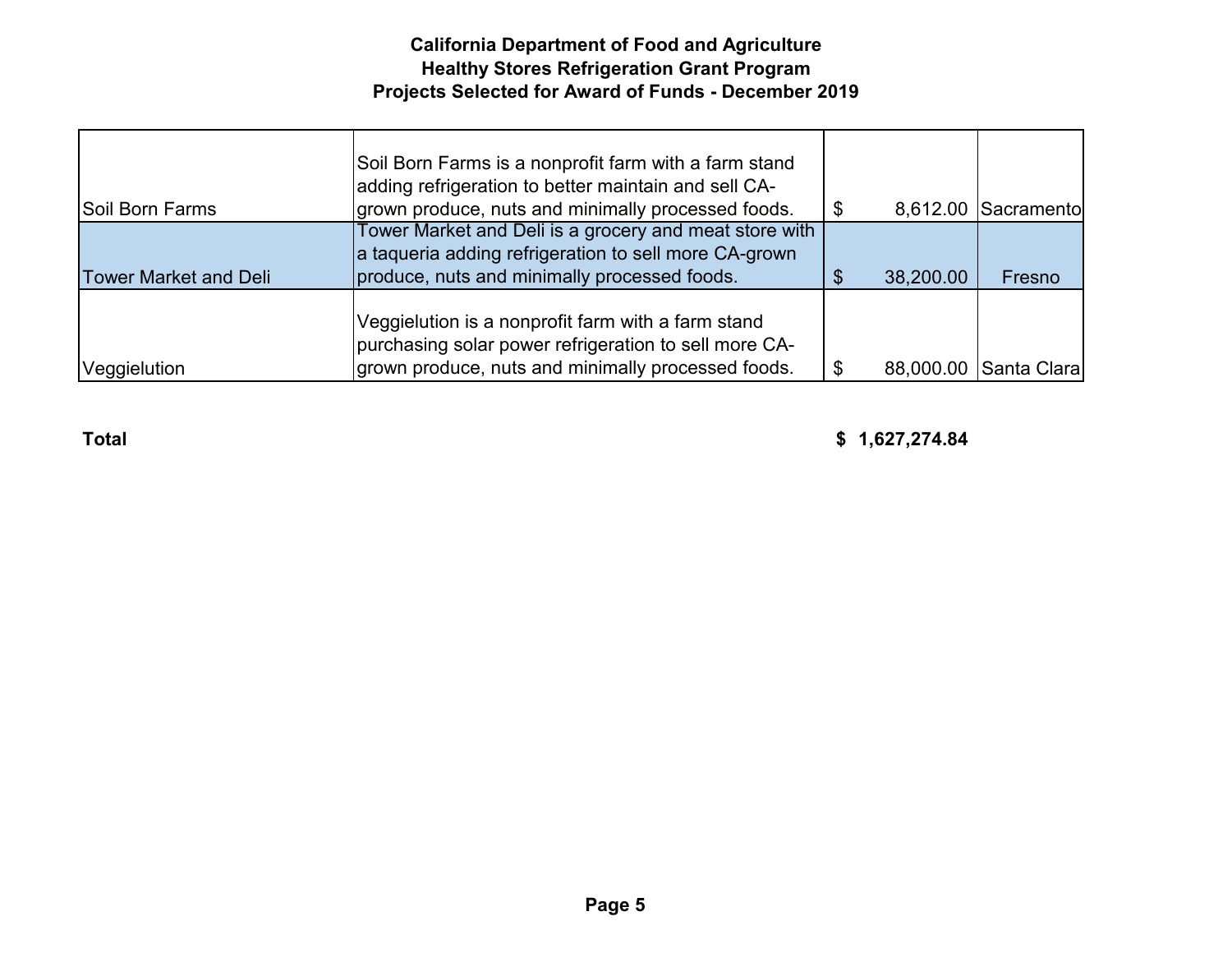**California Department of Food and Agriculture**
**Healthy Stores Refrigeration Grant Program**
**Projects Selected for Award of Funds - December 2019**

| | | | |
|---|---|---|---|
| Soil Born Farms | Soil Born Farms is a nonprofit farm with a farm stand adding refrigeration to better maintain and sell CA-grown produce, nuts and minimally processed foods. | $ 8,612.00 | Sacramento |
| Tower Market and Deli | Tower Market and Deli is a grocery and meat store with a taqueria adding refrigeration to sell more CA-grown produce, nuts and minimally processed foods. | $ 38,200.00 | Fresno |
| Veggielution | Veggielution is a nonprofit farm with a farm stand purchasing solar power refrigeration to sell more CA-grown produce, nuts and minimally processed foods. | $ 88,000.00 | Santa Clara |

**Total** **$ 1,627,274.84**